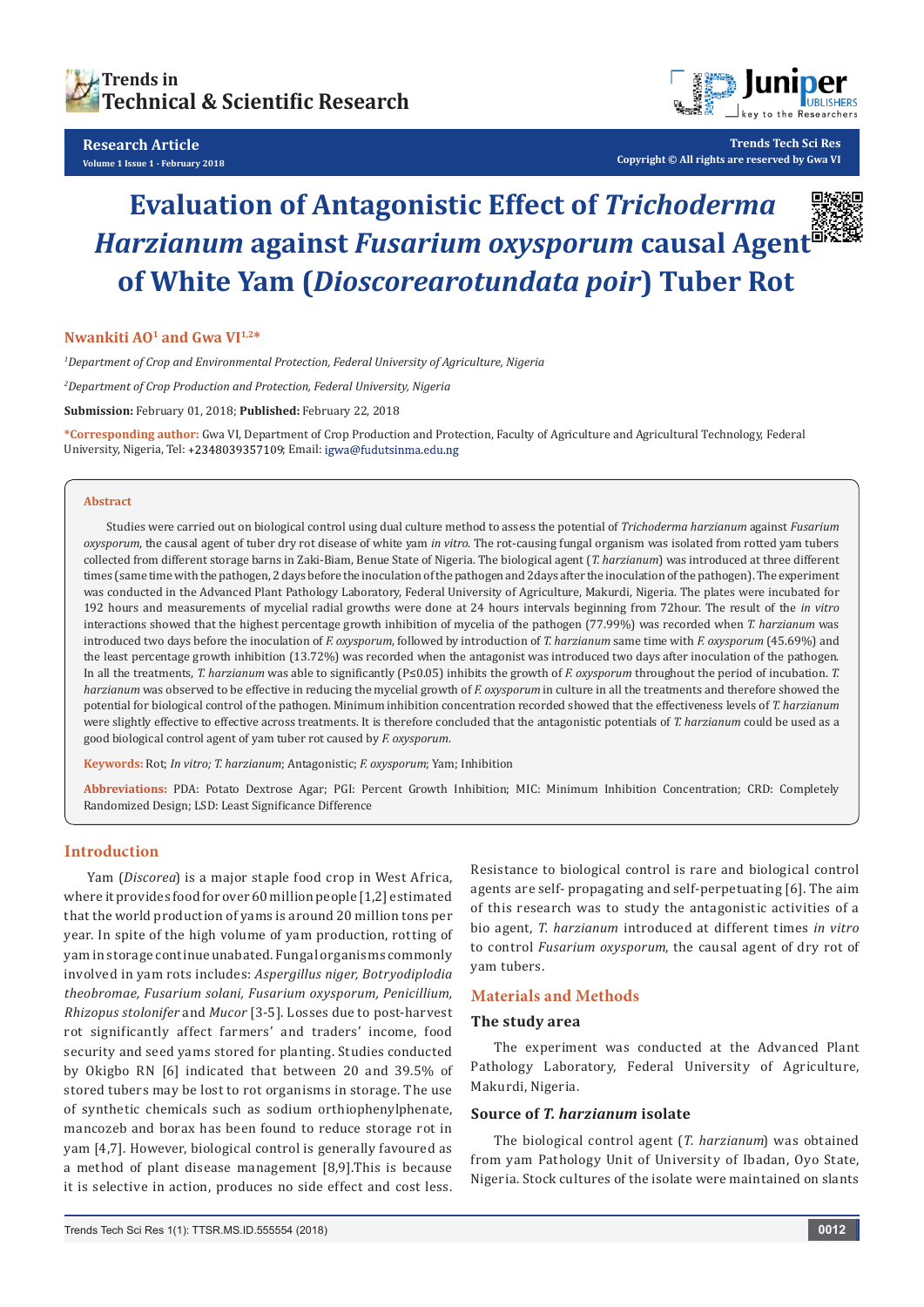# Evaluation of Antagonistic Effect of *Trichoderma Harzianum* against *Fusarium oxysporum* causal Agent of White Yam (*Dioscorearotundata poir*) Tuber Rot

**Nwankiti AO[1] and Gwa VI[1,2*]**

*[1]Department of Crop and Environmental Protection, Federal University of Agriculture, Nigeria*

*[2]Department of Crop Production and Protection, Federal University, Nigeria*

**Submission:** February 01, 2018; **Published:** February 22, 2018

**\*Corresponding author:** Gwa VI, Department of Crop Production and Protection, Faculty of Agriculture and Agricultural Technology, Federal University, Nigeria, Tel: +2348039357109; Email: igwa@fudutsinma.edu.ng

## Abstract

Studies were carried out on biological control using dual culture method to assess the potential of *Trichoderma harzianum* against *Fusarium oxysporum*, the causal agent of tuber dry rot disease of white yam *in vitro*. The rot-causing fungal organism was isolated from rotted yam tubers collected from different storage barns in Zaki-Biam, Benue State of Nigeria. The biological agent (*T. harzianum*) was introduced at three different times (same time with the pathogen, 2 days before the inoculation of the pathogen and 2days after the inoculation of the pathogen). The experiment was conducted in the Advanced Plant Pathology Laboratory, Federal University of Agriculture, Makurdi, Nigeria. The plates were incubated for 192 hours and measurements of mycelial radial growths were done at 24 hours intervals beginning from 72hour. The result of the *in vitro* interactions showed that the highest percentage growth inhibition of mycelia of the pathogen (77.99%) was recorded when *T. harzianum* was introduced two days before the inoculation of *F. oxysporum*, followed by introduction of *T. harzianum* same time with *F. oxysporum* (45.69%) and the least percentage growth inhibition (13.72%) was recorded when the antagonist was introduced two days after inoculation of the pathogen. In all the treatments, *T. harzianum* was able to significantly (P≤0.05) inhibits the growth of *F. oxysporum* throughout the period of incubation. *T. harzianum* was observed to be effective in reducing the mycelial growth of *F. oxysporum* in culture in all the treatments and therefore showed the potential for biological control of the pathogen. Minimum inhibition concentration recorded showed that the effectiveness levels of *T. harzianum* were slightly effective to effective across treatments. It is therefore concluded that the antagonistic potentials of *T. harzianum* could be used as a good biological control agent of yam tuber rot caused by *F. oxysporum*.

**Keywords:** Rot; *In vitro*; *T. harzianum*; Antagonistic; *F. oxysporum*; Yam; Inhibition

**Abbreviations:** PDA: Potato Dextrose Agar; PGI: Percent Growth Inhibition; MIC: Minimum Inhibition Concentration; CRD: Completely Randomized Design; LSD: Least Significance Difference

## Introduction

Yam (*Discorea*) is a major staple food crop in West Africa, where it provides food for over 60 million people [1,2] estimated that the world production of yams is around 20 million tons per year. In spite of the high volume of yam production, rotting of yam in storage continue unabated. Fungal organisms commonly involved in yam rots includes: *Aspergillus niger, Botryodiplodia theobromae, Fusarium solani, Fusarium oxysporum, Penicillium, Rhizopus stolonifer* and *Mucor* [3-5]. Losses due to post-harvest rot significantly affect farmers' and traders' income, food security and seed yams stored for planting. Studies conducted by Okigbo RN [6] indicated that between 20 and 39.5% of stored tubers may be lost to rot organisms in storage. The use of synthetic chemicals such as sodium orthophenylphenate, mancozeb and borax has been found to reduce storage rot in yam [4,7]. However, biological control is generally favoured as a method of plant disease management [8,9].This is because it is selective in action, produces no side effect and cost less. Resistance to biological control is rare and biological control agents are self- propagating and self-perpetuating [6]. The aim of this research was to study the antagonistic activities of a bio agent, *T. harzianum* introduced at different times *in vitro* to control *Fusarium oxysporum*, the causal agent of dry rot of yam tubers.

## Materials and Methods

### The study area

The experiment was conducted at the Advanced Plant Pathology Laboratory, Federal University of Agriculture, Makurdi, Nigeria.

### Source of *T. harzianum* isolate

The biological control agent (*T. harzianum*) was obtained from yam Pathology Unit of University of Ibadan, Oyo State, Nigeria. Stock cultures of the isolate were maintained on slants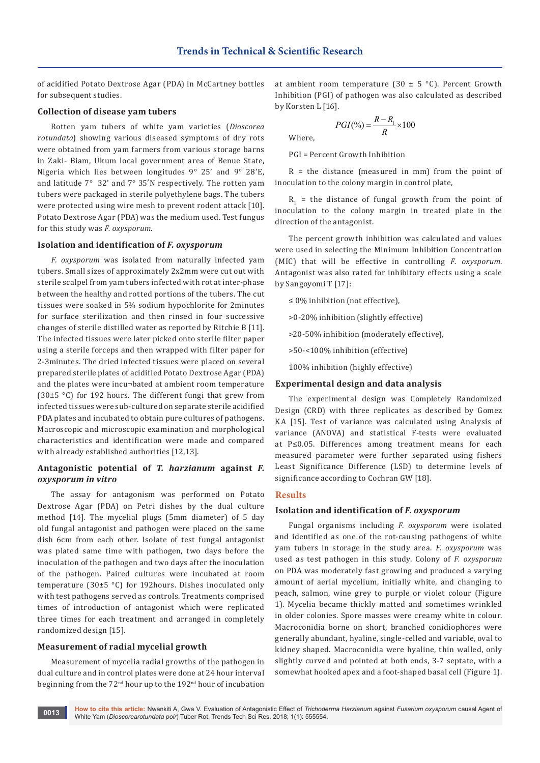of acidified Potato Dextrose Agar (PDA) in McCartney bottles for subsequent studies.

### Collection of disease yam tubers

Rotten yam tubers of white yam varieties (*Dioscorea rotundata*) showing various diseased symptoms of dry rots were obtained from yam farmers from various storage barns in Zaki- Biam, Ukum local government area of Benue State, Nigeria which lies between longitudes 9° 25' and 9° 28'E, and latitude 7° 32' and 7° 35'N respectively. The rotten yam tubers were packaged in sterile polyethylene bags. The tubers were protected using wire mesh to prevent rodent attack [10]. Potato Dextrose Agar (PDA) was the medium used. Test fungus for this study was *F. oxysporum*.

### Isolation and identification of *F. oxysporum*

*F. oxysporum* was isolated from naturally infected yam tubers. Small sizes of approximately 2x2mm were cut out with sterile scalpel from yam tubers infected with rot at inter-phase between the healthy and rotted portions of the tubers. The cut tissues were soaked in 5% sodium hypochlorite for 2minutes for surface sterilization and then rinsed in four successive changes of sterile distilled water as reported by Ritchie B [11]. The infected tissues were later picked onto sterile filter paper using a sterile forceps and then wrapped with filter paper for 2-3minutes. The dried infected tissues were placed on several prepared sterile plates of acidified Potato Dextrose Agar (PDA) and the plates were incu¬bated at ambient room temperature (30±5 °C) for 192 hours. The different fungi that grew from infected tissues were sub-cultured on separate sterile acidified PDA plates and incubated to obtain pure cultures of pathogens. Macroscopic and microscopic examination and morphological characteristics and identification were made and compared with already established authorities [12,13].

### Antagonistic potential of *T. harzianum* against *F. oxysporum in vitro*

The assay for antagonism was performed on Potato Dextrose Agar (PDA) on Petri dishes by the dual culture method [14]. The mycelial plugs (5mm diameter) of 5 day old fungal antagonist and pathogen were placed on the same dish 6cm from each other. Isolate of test fungal antagonist was plated same time with pathogen, two days before the inoculation of the pathogen and two days after the inoculation of the pathogen. Paired cultures were incubated at room temperature (30±5 °C) for 192hours. Dishes inoculated only with test pathogens served as controls. Treatments comprised times of introduction of antagonist which were replicated three times for each treatment and arranged in completely randomized design [15].

### Measurement of radial mycelial growth

Measurement of mycelia radial growths of the pathogen in dual culture and in control plates were done at 24 hour interval beginning from the 72nd hour up to the 192nd hour of incubation at ambient room temperature (30 ± 5 °C). Percent Growth Inhibition (PGI) of pathogen was also calculated as described by Korsten L [16].

$$PGI(\%) = \frac{R - R_1}{R} \times 100$$

Where,

PGI = Percent Growth Inhibition

R = the distance (measured in mm) from the point of inoculation to the colony margin in control plate,

$R_1$ = the distance of fungal growth from the point of inoculation to the colony margin in treated plate in the direction of the antagonist.

The percent growth inhibition was calculated and values were used in selecting the Minimum Inhibition Concentration (MIC) that will be effective in controlling *F. oxysporum*. Antagonist was also rated for inhibitory effects using a scale by Sangoyomi T [17]:

≤ 0% inhibition (not effective),

>0-20% inhibition (slightly effective)

>20-50% inhibition (moderately effective),

>50-<100% inhibition (effective)

100% inhibition (highly effective)

### Experimental design and data analysis

The experimental design was Completely Randomized Design (CRD) with three replicates as described by Gomez KA [15]. Test of variance was calculated using Analysis of variance (ANOVA) and statistical F-tests were evaluated at P≤0.05. Differences among treatment means for each measured parameter were further separated using fishers Least Significance Difference (LSD) to determine levels of significance according to Cochran GW [18].

## Results

### Isolation and identification of *F. oxysporum*

Fungal organisms including *F. oxysporum* were isolated and identified as one of the rot-causing pathogens of white yam tubers in storage in the study area. *F. oxysporum* was used as test pathogen in this study. Colony of *F. oxysporum* on PDA was moderately fast growing and produced a varying amount of aerial mycelium, initially white, and changing to peach, salmon, wine grey to purple or violet colour (Figure 1). Mycelia became thickly matted and sometimes wrinkled in older colonies. Spore masses were creamy white in colour. Macroconidia borne on short, branched conidiophores were generally abundant, hyaline, single-celled and variable, oval to kidney shaped. Macroconidia were hyaline, thin walled, only slightly curved and pointed at both ends, 3-7 septate, with a somewhat hooked apex and a foot-shaped basal cell (Figure 1).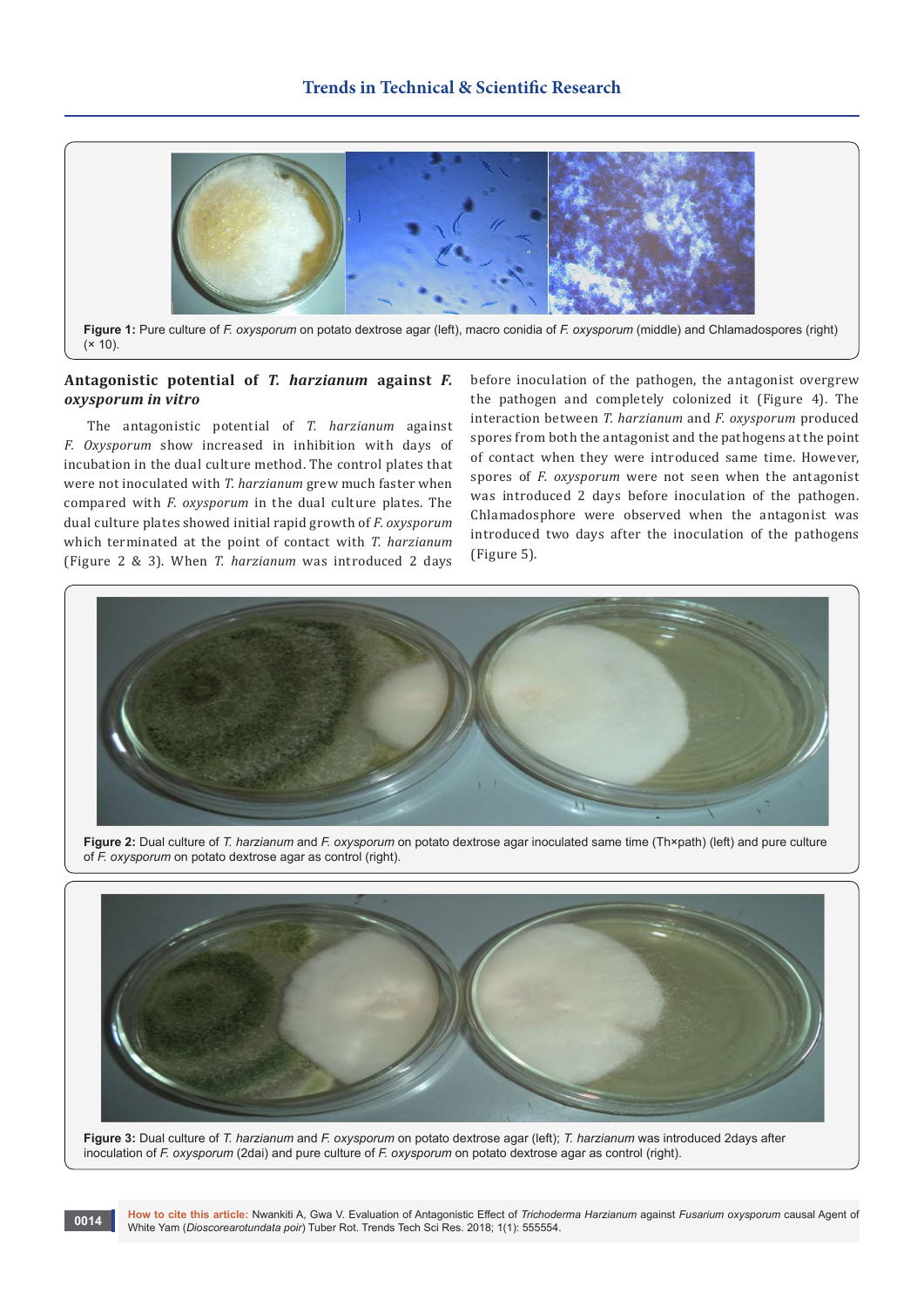Figure 1: Pure culture of *F. oxysporum* on potato dextrose agar (left), macro conidia of *F. oxysporum* (middle) and Chlamadospores (right) (× 10).

### Antagonistic potential of *T. harzianum* against *F. oxysporum in vitro*

The antagonistic potential of *T. harzianum* against *F. Oxysporum* show increased in inhibition with days of incubation in the dual culture method. The control plates that were not inoculated with *T. harzianum* grew much faster when compared with *F. oxysporum* in the dual culture plates. The dual culture plates showed initial rapid growth of *F. oxysporum* which terminated at the point of contact with *T. harzianum* (Figure 2 & 3). When *T. harzianum* was introduced 2 days before inoculation of the pathogen, the antagonist overgrew the pathogen and completely colonized it (Figure 4). The interaction between *T. harzianum* and *F. oxysporum* produced spores from both the antagonist and the pathogens at the point of contact when they were introduced same time. However, spores of *F. oxysporum* were not seen when the antagonist was introduced 2 days before inoculation of the pathogen. Chlamadosphore were observed when the antagonist was introduced two days after the inoculation of the pathogens (Figure 5).

Figure 2: Dual culture of *T. harzianum* and *F. oxysporum* on potato dextrose agar inoculated same time (Th×path) (left) and pure culture of *F. oxysporum* on potato dextrose agar as control (right).

Figure 3: Dual culture of *T. harzianum* and *F. oxysporum* on potato dextrose agar (left); *T. harzianum* was introduced 2days after inoculation of *F. oxysporum* (2dai) and pure culture of *F. oxysporum* on potato dextrose agar as control (right).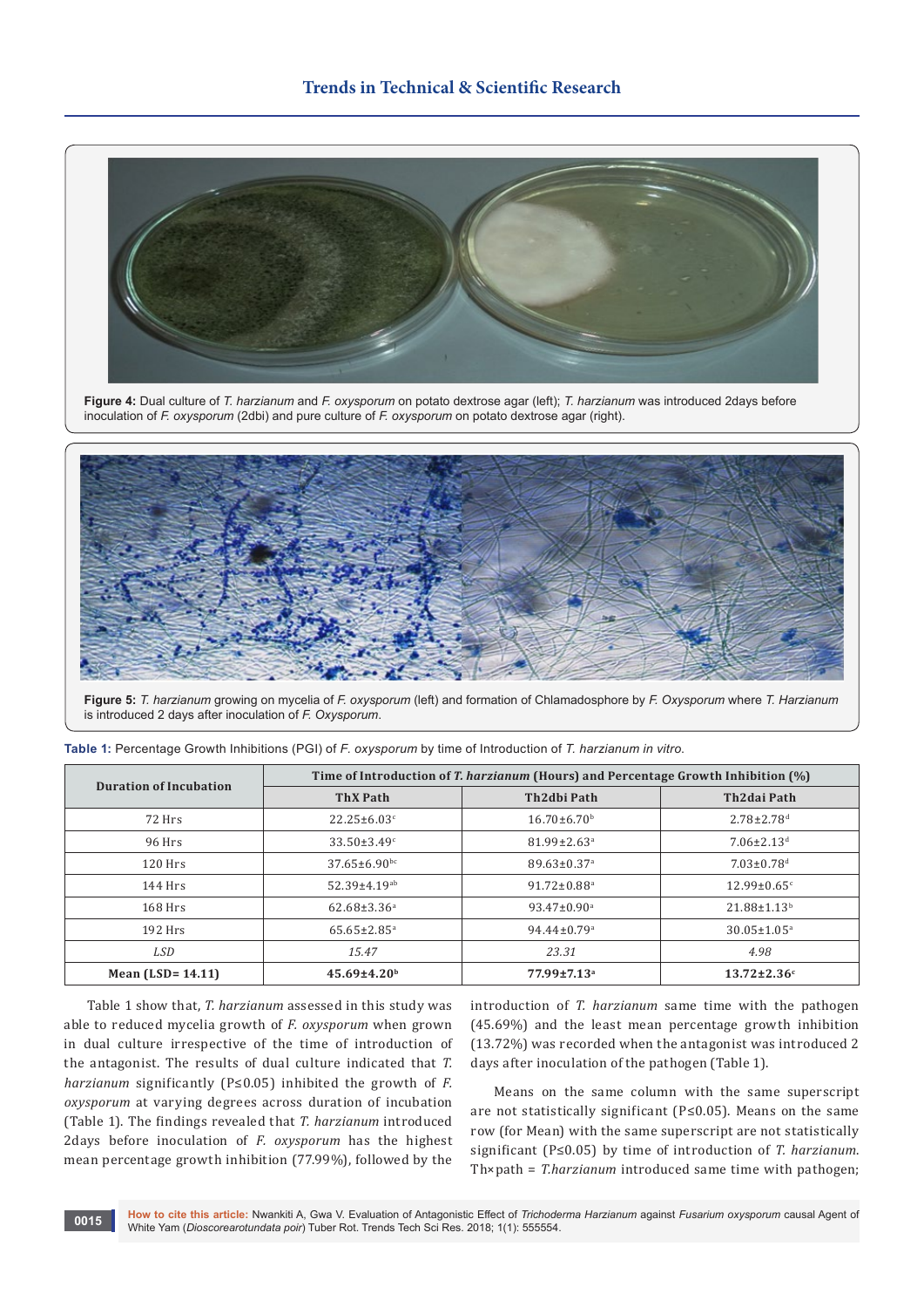**Figure 4:** Dual culture of *T. harzianum* and *F. oxysporum* on potato dextrose agar (left); *T. harzianum* was introduced 2days before inoculation of *F. oxysporum* (2dbi) and pure culture of *F. oxysporum* on potato dextrose agar (right).

**Figure 5:** *T. harzianum* growing on mycelia of *F. oxysporum* (left) and formation of Chlamadosphore by *F. Oxysporum* where *T. Harzianum* is introduced 2 days after inoculation of *F. Oxysporum*.

**Table 1:** Percentage Growth Inhibitions (PGI) of *F. oxysporum* by time of Introduction of *T. harzianum in vitro*.

| Duration of Incubation | Time of Introduction of *T. harzianum* (Hours) and Percentage Growth Inhibition (%) | | |
|---|---|---|---|
| | ThX Path | Th2dbi Path | Th2dai Path |
| 72 Hrs | 22.25±6.03$^{c}$ | 16.70±6.70$^{b}$ | 2.78±2.78$^{d}$ |
| 96 Hrs | 33.50±3.49$^{c}$ | 81.99±2.63$^{a}$ | 7.06±2.13$^{d}$ |
| 120 Hrs | 37.65±6.90$^{bc}$ | 89.63±0.37$^{a}$ | 7.03±0.78$^{d}$ |
| 144 Hrs | 52.39±4.19$^{ab}$ | 91.72±0.88$^{a}$ | 12.99±0.65$^{c}$ |
| 168 Hrs | 62.68±3.36$^{a}$ | 93.47±0.90$^{a}$ | 21.88±1.13$^{b}$ |
| 192 Hrs | 65.65±2.85$^{a}$ | 94.44±0.79$^{a}$ | 30.05±1.05$^{a}$ |
| *LSD* | *15.47* | *23.31* | *4.98* |
| **Mean (LSD= 14.11)** | **45.69±4.20$^{b}$** | **77.99±7.13$^{a}$** | **13.72±2.36$^{c}$** |

Table 1 show that, *T. harzianum* assessed in this study was able to reduced mycelia growth of *F. oxysporum* when grown in dual culture irrespective of the time of introduction of the antagonist. The results of dual culture indicated that *T. harzianum* significantly (P≤0.05) inhibited the growth of *F. oxysporum* at varying degrees across duration of incubation (Table 1). The findings revealed that *T. harzianum* introduced 2days before inoculation of *F. oxysporum* has the highest mean percentage growth inhibition (77.99%), followed by the introduction of *T. harzianum* same time with the pathogen (45.69%) and the least mean percentage growth inhibition (13.72%) was recorded when the antagonist was introduced 2 days after inoculation of the pathogen (Table 1).

Means on the same column with the same superscript are not statistically significant (P≤0.05). Means on the same row (for Mean) with the same superscript are not statistically significant (P≤0.05) by time of introduction of *T. harzianum*. Th×path = *T.harzianum* introduced same time with pathogen;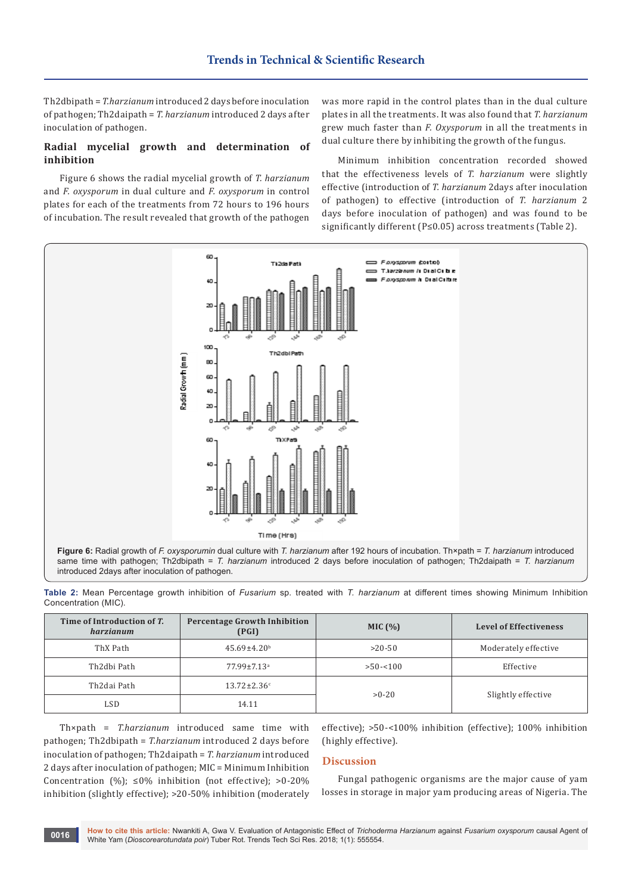Th2dbipath = *T.harzianum* introduced 2 days before inoculation of pathogen; Th2daipath = *T. harzianum* introduced 2 days after inoculation of pathogen.

### Radial mycelial growth and determination of inhibition

Figure 6 shows the radial mycelial growth of *T. harzianum* and *F. oxysporum* in dual culture and *F. oxysporum* in control plates for each of the treatments from 72 hours to 196 hours of incubation. The result revealed that growth of the pathogen was more rapid in the control plates than in the dual culture plates in all the treatments. It was also found that *T. harzianum* grew much faster than *F. Oxysporum* in all the treatments in dual culture there by inhibiting the growth of the fungus.

Minimum inhibition concentration recorded showed that the effectiveness levels of *T. harzianum* were slightly effective (introduction of *T. harzianum* 2days after inoculation of pathogen) to effective (introduction of *T. harzianum* 2 days before inoculation of pathogen) and was found to be significantly different (P≤0.05) across treatments (Table 2).

**Figure 6:** Radial growth of *F. oxysporumin* dual culture with *T. harzianum* after 192 hours of incubation. Th×path = *T. harzianum* introduced same time with pathogen; Th2dbipath = *T. harzianum* introduced 2 days before inoculation of pathogen; Th2daipath = *T. harzianum* introduced 2days after inoculation of pathogen.

**Table 2:** Mean Percentage growth inhibition of *Fusarium* sp. treated with *T. harzianum* at different times showing Minimum Inhibition Concentration (MIC).

| Time of Introduction of *T. harzianum* | Percentage Growth Inhibition (PGI) | MIC (%) | Level of Effectiveness |
|---|---|---|---|
| ThX Path | 45.69±4.20[b] | >20-50 | Moderately effective |
| Th2dbi Path | 77.99±7.13[a] | >50-<100 | Effective |
| Th2dai Path | 13.72±2.36[c] | >0-20 | Slightly effective |
| LSD | 14.11 | | |

Th×path = *T.harzianum* introduced same time with pathogen; Th2dbipath = *T.harzianum* introduced 2 days before inoculation of pathogen; Th2daipath = *T. harzianum* introduced 2 days after inoculation of pathogen; MIC = Minimum Inhibition Concentration (%); ≤0% inhibition (not effective); >0-20% inhibition (slightly effective); >20-50% inhibition (moderately effective); >50-<100% inhibition (effective); 100% inhibition (highly effective).

## Discussion

Fungal pathogenic organisms are the major cause of yam losses in storage in major yam producing areas of Nigeria. The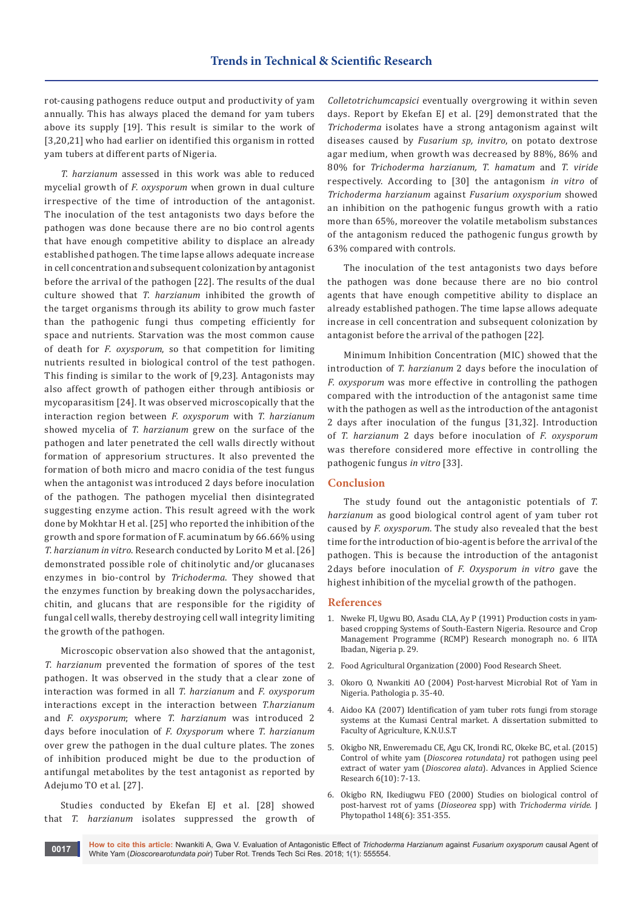rot-causing pathogens reduce output and productivity of yam annually. This has always placed the demand for yam tubers above its supply [19]. This result is similar to the work of [3,20,21] who had earlier on identified this organism in rotted yam tubers at different parts of Nigeria.

*T. harzianum* assessed in this work was able to reduced mycelial growth of *F. oxysporum* when grown in dual culture irrespective of the time of introduction of the antagonist. The inoculation of the test antagonists two days before the pathogen was done because there are no bio control agents that have enough competitive ability to displace an already established pathogen. The time lapse allows adequate increase in cell concentration and subsequent colonization by antagonist before the arrival of the pathogen [22]. The results of the dual culture showed that *T. harzianum* inhibited the growth of the target organisms through its ability to grow much faster than the pathogenic fungi thus competing efficiently for space and nutrients. Starvation was the most common cause of death for *F. oxysporum*, so that competition for limiting nutrients resulted in biological control of the test pathogen. This finding is similar to the work of [9,23]. Antagonists may also affect growth of pathogen either through antibiosis or mycoparasitism [24]. It was observed microscopically that the interaction region between *F. oxysporum* with *T. harzianum* showed mycelia of *T. harzianum* grew on the surface of the pathogen and later penetrated the cell walls directly without formation of appresorium structures. It also prevented the formation of both micro and macro conidia of the test fungus when the antagonist was introduced 2 days before inoculation of the pathogen. The pathogen mycelial then disintegrated suggesting enzyme action. This result agreed with the work done by Mokhtar H et al. [25] who reported the inhibition of the growth and spore formation of F. acuminatum by 66.66% using *T. harzianum in vitro*. Research conducted by Lorito M et al. [26] demonstrated possible role of chitinolytic and/or glucanases enzymes in bio-control by *Trichoderma*. They showed that the enzymes function by breaking down the polysaccharides, chitin, and glucans that are responsible for the rigidity of fungal cell walls, thereby destroying cell wall integrity limiting the growth of the pathogen.

Microscopic observation also showed that the antagonist, *T. harzianum* prevented the formation of spores of the test pathogen. It was observed in the study that a clear zone of interaction was formed in all *T. harzianum* and *F. oxysporum* interactions except in the interaction between *T.harzianum* and *F. oxysporum*; where *T. harzianum* was introduced 2 days before inoculation of *F. Oxysporum* where *T. harzianum* over grew the pathogen in the dual culture plates. The zones of inhibition produced might be due to the production of antifungal metabolites by the test antagonist as reported by Adejumo TO et al. [27].

Studies conducted by Ekefan EJ et al. [28] showed that *T. harzianum* isolates suppressed the growth of *Colletotrichumcapsici* eventually overgrowing it within seven days. Report by Ekefan EJ et al. [29] demonstrated that the *Trichoderma* isolates have a strong antagonism against wilt diseases caused by *Fusarium sp, invitro*, on potato dextrose agar medium, when growth was decreased by 88%, 86% and 80% for *Trichoderma harzianum, T. hamatum* and *T. viride* respectively. According to [30] the antagonism *in vitro* of *Trichoderma harzianum* against *Fusarium oxysporium* showed an inhibition on the pathogenic fungus growth with a ratio more than 65%, moreover the volatile metabolism substances of the antagonism reduced the pathogenic fungus growth by 63% compared with controls.

The inoculation of the test antagonists two days before the pathogen was done because there are no bio control agents that have enough competitive ability to displace an already established pathogen. The time lapse allows adequate increase in cell concentration and subsequent colonization by antagonist before the arrival of the pathogen [22].

Minimum Inhibition Concentration (MIC) showed that the introduction of *T. harzianum* 2 days before the inoculation of *F. oxysporum* was more effective in controlling the pathogen compared with the introduction of the antagonist same time with the pathogen as well as the introduction of the antagonist 2 days after inoculation of the fungus [31,32]. Introduction of *T. harzianum* 2 days before inoculation of *F. oxysporum* was therefore considered more effective in controlling the pathogenic fungus *in vitro* [33].

## Conclusion

The study found out the antagonistic potentials of *T. harzianum* as good biological control agent of yam tuber rot caused by *F. oxysporum*. The study also revealed that the best time for the introduction of bio-agent is before the arrival of the pathogen. This is because the introduction of the antagonist 2days before inoculation of *F. Oxysporum in vitro* gave the highest inhibition of the mycelial growth of the pathogen.

## References

1. Nweke FI, Ugwu BO, Asadu CLA, Ay P (1991) Production costs in yam-based cropping Systems of South-Eastern Nigeria. Resource and Crop Management Programme (RCMP) Research monograph no. 6 IITA Ibadan, Nigeria p. 29.
2. Food Agricultural Organization (2000) Food Research Sheet.
3. Okoro O, Nwankiti AO (2004) Post-harvest Microbial Rot of Yam in Nigeria. Pathologia p. 35-40.
4. Aidoo KA (2007) Identification of yam tuber rots fungi from storage systems at the Kumasi Central market. A dissertation submitted to Faculty of Agriculture, K.N.U.S.T
5. Okigbo NR, Enweremadu CE, Agu CK, Irondi RC, Okeke BC, et al. (2015) Control of white yam (*Dioscorea rotundata)* rot pathogen using peel extract of water yam (*Dioscorea alata*). Advances in Applied Science Research 6(10): 7-13.
6. Okigbo RN, Ikediugwu FEO (2000) Studies on biological control of post-harvest rot of yams (*Dioseorea* spp) with *Trichoderma viride.* J Phytopathol 148(6): 351-355.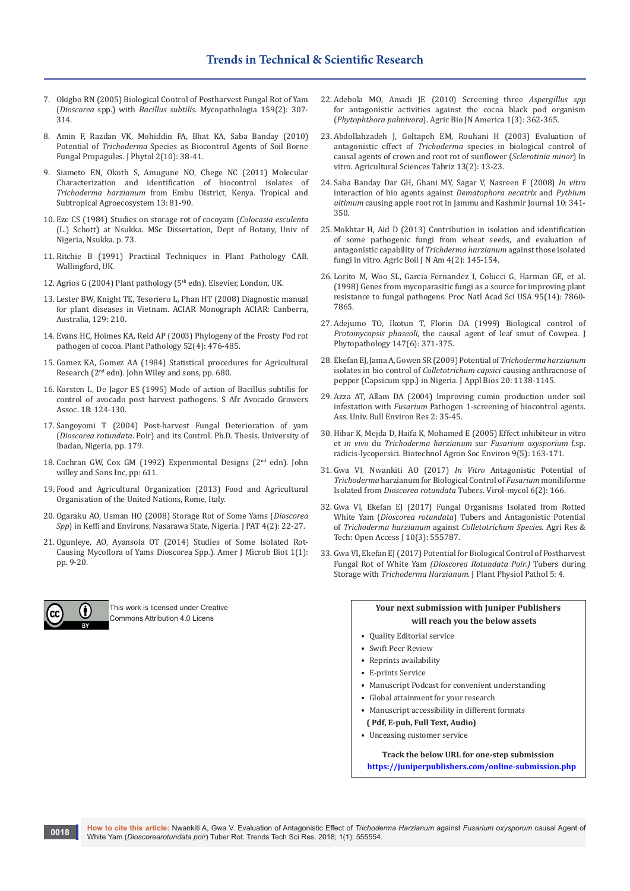7. Okigbo RN (2005) Biological Control of Postharvest Fungal Rot of Yam (*Dioscorea* spp.) with *Bacillus subtilis*. Mycopathologia 159(2): 307-314.

8. Amin F, Razdan VK, Mohiddin FA, Bhat KA, Saba Banday (2010) Potential of *Trichoderma* Species as Biocontrol Agents of Soil Borne Fungal Propagules. J Phytol 2(10): 38-41.

9. Siameto EN, Okoth S, Amugune NO, Chege NC (2011) Molecular Characterization and identification of biocontrol isolates of *Trichoderma harzianum* from Embu District, Kenya. Tropical and Subtropical Agroecosystem 13: 81-90.

10. Eze CS (1984) Studies on storage rot of cocoyam (*Colocasia esculenta* (L.) Schott) at Nsukka. MSc Dissertation, Dept of Botany, Univ of Nigeria, Nsukka. p. 73.

11. Ritchie B (1991) Practical Techniques in Plant Pathology CAB. Wallingford, UK.

12. Agrios G (2004) Plant pathology (5th edn). Elsevier, London, UK.

13. Lester BW, Knight TE, Tesoriero L, Phan HT (2008) Diagnostic manual for plant diseases in Vietnam. ACIAR Monograph ACIAR: Canberra, Australia, 129: 210.

14. Evans HC, Hoimes KA, Reid AP (2003) Phylogeny of the Frosty Pod rot pathogen of cocoa. Plant Pathology 52(4): 476-485.

15. Gomez KA, Gomez AA (1984) Statistical procedures for Agricultural Research (2nd edn). John Wiley and sons, pp. 680.

16. Korsten L, De Jager ES (1995) Mode of action of Bacillus subtilis for control of avocado post harvest pathogens. S Afr Avocado Growers Assoc. 18: 124-130.

17. Sangoyomi T (2004) Post-harvest Fungal Deterioration of yam (*Dioscorea rotundata*. Poir) and its Control. Ph.D. Thesis. University of Ibadan, Nigeria, pp. 179.

18. Cochran GW, Cox GM (1992) Experimental Designs (2nd edn). John willey and Sons Inc, pp: 611.

19. Food and Agricultural Organization (2013) Food and Agricultural Organisation of the United Nations, Rome, Italy.

20. Ogaraku AO, Usman HO (2008) Storage Rot of Some Yams (*Dioscorea Spp*) in Keffi and Environs, Nasarawa State, Nigeria. J PAT 4(2): 22-27.

21. Ogunleye, AO, Ayansola OT (2014) Studies of Some Isolated Rot-Causing Mycoflora of Yams Dioscorea Spp.). Amer J Microb Biot 1(1): pp. 9-20.

22. Adebola MO, Amadi JE (2010) Screening three *Aspergillus spp* for antagonistic activities against the cocoa black pod organism (*Phytophthora palmivora*). Agric Bio JN America 1(3): 362-365.

23. Abdollahzadeh J, Goltapeh EM, Rouhani H (2003) Evaluation of antagonistic effect of *Trichoderma* species in biological control of causal agents of crown and root rot of sunflower (*Sclerotinia minor*) In vitro. Agricultural Sciences Tabriz 13(2): 13-23.

24. Saba Banday Dar GH, Ghani MY, Sagar V, Nasreen F (2008) *In vitro* interaction of bio agents against *Dematophora necatrix* and *Pythium ultimum* causing apple root rot in Jammu and Kashmir Journal 10: 341-350.

25. Mokhtar H, Aid D (2013) Contribution in isolation and identification of some pathogenic fungi from wheat seeds, and evaluation of antagonistic capability of *Trichoderma harzianum* against those isolated fungi in vitro. Agric Boil J N Am 4(2): 145-154.

26. Lorito M, Woo SL, Garcia Fernandez I, Colucci G, Harman GE, et al. (1998) Genes from mycoparasitic fungi as a source for improving plant resistance to fungal pathogens. Proc Natl Acad Sci USA 95(14): 7860-7865.

27. Adejumo TO, Ikotun T, Florin DA (1999) Biological control of *Protomycopsis phaseoli*, the causal agent of leaf smut of Cowpea. J Phytopathology 147(6): 371-375.

28. Ekefan EJ, Jama A, Gowen SR (2009) Potential of *Trichoderma harzianum* isolates in bio control of *Colletotrichum capsici* causing anthracnose of pepper (Capsicum spp.) in Nigeria. J Appl Bios 20: 1138-1145.

29. Azza AT, Allam DA (2004) Improving cumin production under soil infestation with *Fusarium* Pathogen 1-screening of biocontrol agents. Ass. Univ. Bull Environ Res 2: 35-45.

30. Hibar K, Mejda D, Haifa K, Mohamed E (2005) Effect inhibiteur in vitro et *in vivo* du *Trichoderma harzianum* sur *Fusarium oxysporium* f.sp. radicis-lycopersici. Biotechnol Agron Soc Environ 9(5): 163-171.

31. Gwa VI, Nwankiti AO (2017) *In Vitro* Antagonistic Potential of *Trichoderma* harzianum for Biological Control of *Fusarium* moniliforme Isolated from *Dioscorea rotundata* Tubers. Virol-mycol 6(2): 166.

32. Gwa VI, Ekefan EJ (2017) Fungal Organisms Isolated from Rotted White Yam (*Dioscorea rotundata*) Tubers and Antagonistic Potential of *Trichoderma harzianum* against *Colletotrichum Species*. Agri Res & Tech: Open Access J 10(3): 555787.

33. Gwa VI, Ekefan EJ (2017) Potential for Biological Control of Postharvest Fungal Rot of White Yam *(Dioscorea Rotundata Poir.)* Tubers during Storage with *Trichoderma Harzianum*. J Plant Physiol Pathol 5: 4.

This work is licensed under Creative Commons Attribution 4.0 Licens

**Your next submission with Juniper Publishers will reach you the below assets**

- Quality Editorial service
- Swift Peer Review
- Reprints availability
- E-prints Service
- Manuscript Podcast for convenient understanding
- Global attainment for your research
- Manuscript accessibility in different formats
  **( Pdf, E-pub, Full Text, Audio)**
- Unceasing customer service

**Track the below URL for one-step submission**
https://juniperpublishers.com/online-submission.php